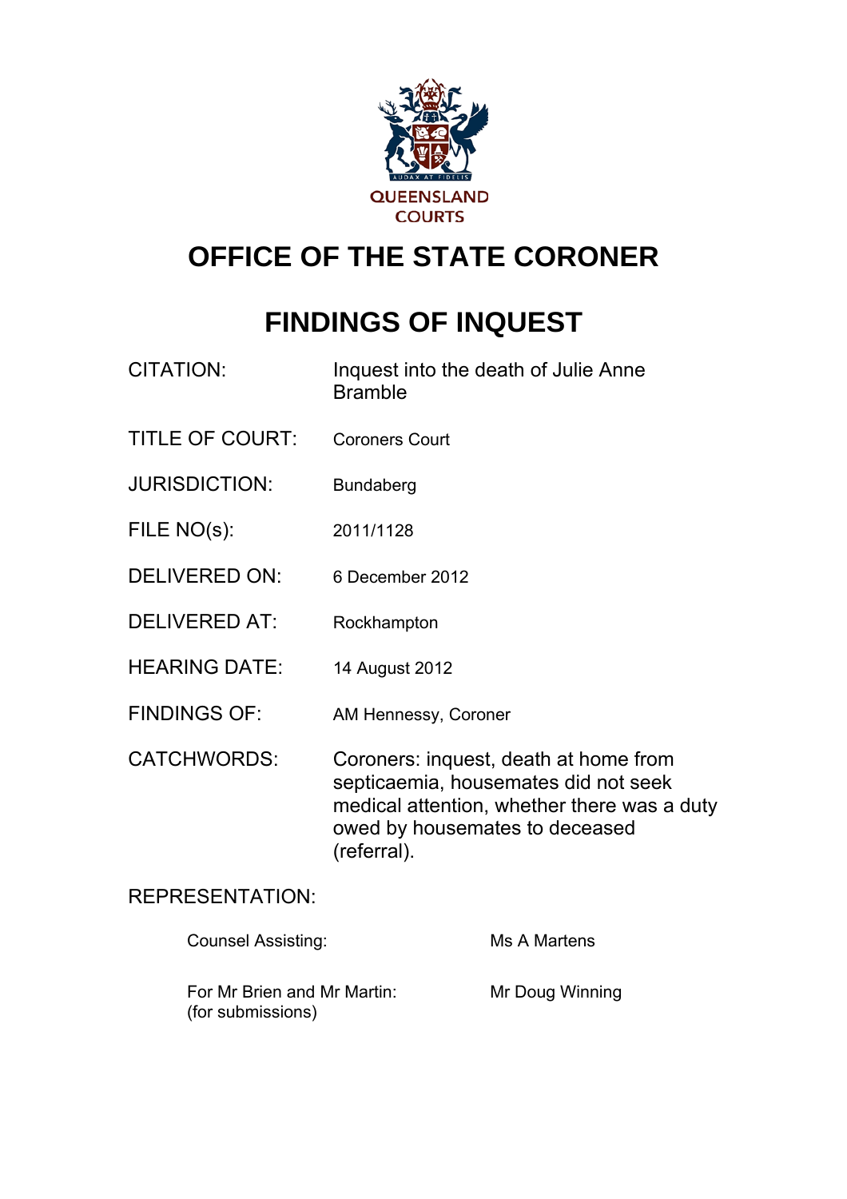QUEENSLAND COURTS

# OFFICE OF THE STATE CORONER

# FINDINGS OF INQUEST

| | |
|---|---|
| CITATION: | Inquest into the death of Julie Anne Bramble |
| TITLE OF COURT: | Coroners Court |
| JURISDICTION: | Bundaberg |
| FILE NO(s): | 2011/1128 |
| DELIVERED ON: | 6 December 2012 |
| DELIVERED AT: | Rockhampton |
| HEARING DATE: | 14 August 2012 |
| FINDINGS OF: | AM Hennessy, Coroner |
| CATCHWORDS: | Coroners: inquest, death at home from septicaemia, housemates did not seek medical attention, whether there was a duty owed by housemates to deceased (referral). |

REPRESENTATION:

| | |
|---|---|
| Counsel Assisting: | Ms A Martens |
| For Mr Brien and Mr Martin: (for submissions) | Mr Doug Winning |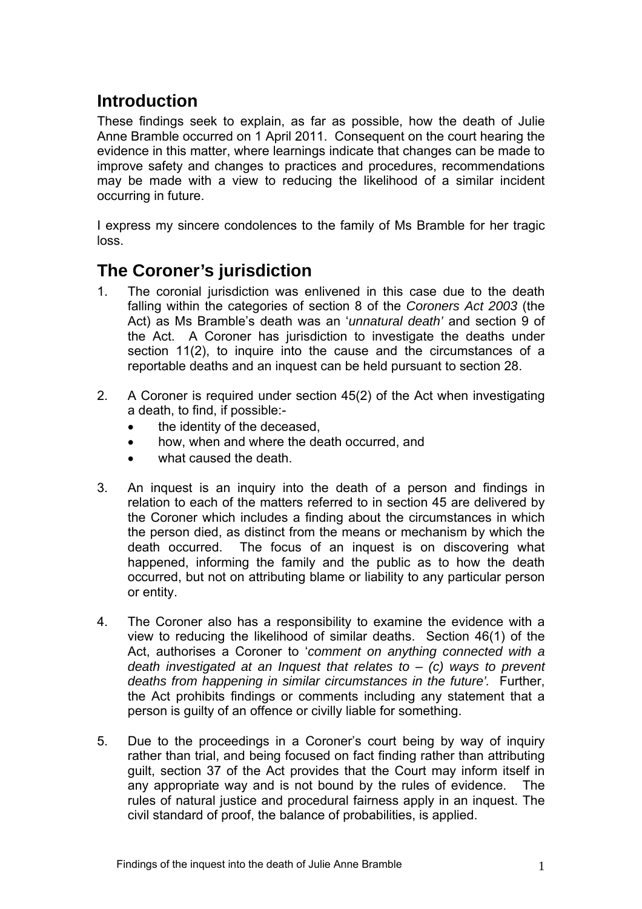## Introduction

These findings seek to explain, as far as possible, how the death of Julie Anne Bramble occurred on 1 April 2011. Consequent on the court hearing the evidence in this matter, where learnings indicate that changes can be made to improve safety and changes to practices and procedures, recommendations may be made with a view to reducing the likelihood of a similar incident occurring in future.

I express my sincere condolences to the family of Ms Bramble for her tragic loss.

## The Coroner's jurisdiction

1. The coronial jurisdiction was enlivened in this case due to the death falling within the categories of section 8 of the *Coroners Act 2003* (the Act) as Ms Bramble's death was an '*unnatural death'* and section 9 of the Act. A Coroner has jurisdiction to investigate the deaths under section 11(2), to inquire into the cause and the circumstances of a reportable deaths and an inquest can be held pursuant to section 28.

2. A Coroner is required under section 45(2) of the Act when investigating a death, to find, if possible:-
   - the identity of the deceased,
   - how, when and where the death occurred, and
   - what caused the death.

3. An inquest is an inquiry into the death of a person and findings in relation to each of the matters referred to in section 45 are delivered by the Coroner which includes a finding about the circumstances in which the person died, as distinct from the means or mechanism by which the death occurred. The focus of an inquest is on discovering what happened, informing the family and the public as to how the death occurred, but not on attributing blame or liability to any particular person or entity.

4. The Coroner also has a responsibility to examine the evidence with a view to reducing the likelihood of similar deaths. Section 46(1) of the Act, authorises a Coroner to '*comment on anything connected with a death investigated at an Inquest that relates to – (c) ways to prevent deaths from happening in similar circumstances in the future'.* Further, the Act prohibits findings or comments including any statement that a person is guilty of an offence or civilly liable for something.

5. Due to the proceedings in a Coroner's court being by way of inquiry rather than trial, and being focused on fact finding rather than attributing guilt, section 37 of the Act provides that the Court may inform itself in any appropriate way and is not bound by the rules of evidence. The rules of natural justice and procedural fairness apply in an inquest. The civil standard of proof, the balance of probabilities, is applied.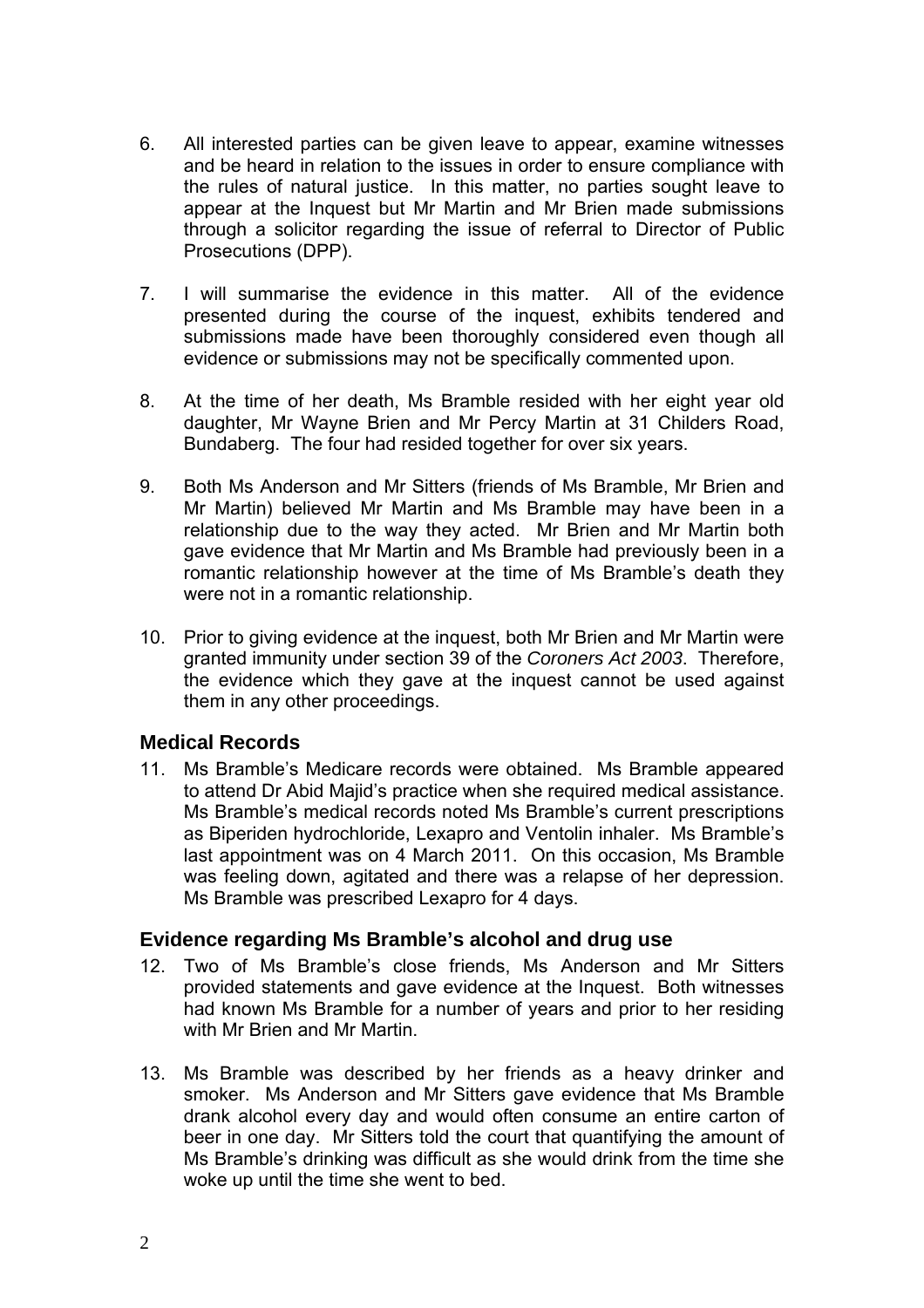6. All interested parties can be given leave to appear, examine witnesses and be heard in relation to the issues in order to ensure compliance with the rules of natural justice. In this matter, no parties sought leave to appear at the Inquest but Mr Martin and Mr Brien made submissions through a solicitor regarding the issue of referral to Director of Public Prosecutions (DPP).

7. I will summarise the evidence in this matter. All of the evidence presented during the course of the inquest, exhibits tendered and submissions made have been thoroughly considered even though all evidence or submissions may not be specifically commented upon.

8. At the time of her death, Ms Bramble resided with her eight year old daughter, Mr Wayne Brien and Mr Percy Martin at 31 Childers Road, Bundaberg. The four had resided together for over six years.

9. Both Ms Anderson and Mr Sitters (friends of Ms Bramble, Mr Brien and Mr Martin) believed Mr Martin and Ms Bramble may have been in a relationship due to the way they acted. Mr Brien and Mr Martin both gave evidence that Mr Martin and Ms Bramble had previously been in a romantic relationship however at the time of Ms Bramble's death they were not in a romantic relationship.

10. Prior to giving evidence at the inquest, both Mr Brien and Mr Martin were granted immunity under section 39 of the *Coroners Act 2003*. Therefore, the evidence which they gave at the inquest cannot be used against them in any other proceedings.

## Medical Records

11. Ms Bramble's Medicare records were obtained. Ms Bramble appeared to attend Dr Abid Majid's practice when she required medical assistance. Ms Bramble's medical records noted Ms Bramble's current prescriptions as Biperiden hydrochloride, Lexapro and Ventolin inhaler. Ms Bramble's last appointment was on 4 March 2011. On this occasion, Ms Bramble was feeling down, agitated and there was a relapse of her depression. Ms Bramble was prescribed Lexapro for 4 days.

## Evidence regarding Ms Bramble's alcohol and drug use

12. Two of Ms Bramble's close friends, Ms Anderson and Mr Sitters provided statements and gave evidence at the Inquest. Both witnesses had known Ms Bramble for a number of years and prior to her residing with Mr Brien and Mr Martin.

13. Ms Bramble was described by her friends as a heavy drinker and smoker. Ms Anderson and Mr Sitters gave evidence that Ms Bramble drank alcohol every day and would often consume an entire carton of beer in one day. Mr Sitters told the court that quantifying the amount of Ms Bramble's drinking was difficult as she would drink from the time she woke up until the time she went to bed.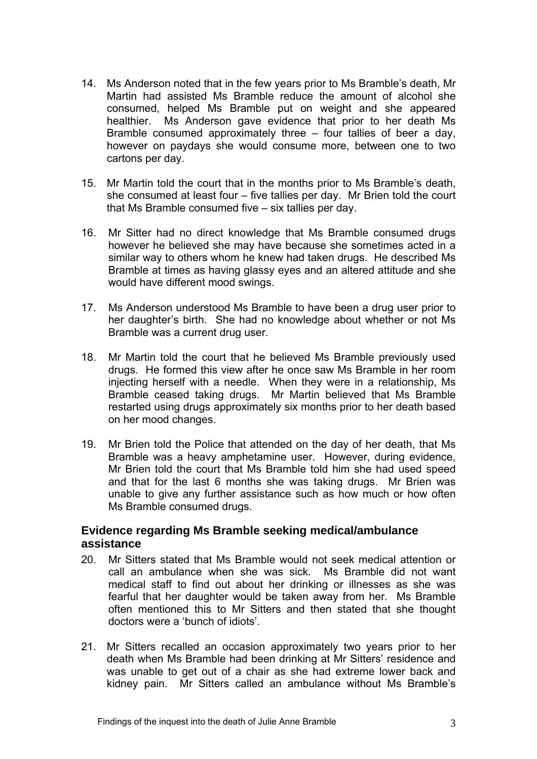14. Ms Anderson noted that in the few years prior to Ms Bramble's death, Mr Martin had assisted Ms Bramble reduce the amount of alcohol she consumed, helped Ms Bramble put on weight and she appeared healthier. Ms Anderson gave evidence that prior to her death Ms Bramble consumed approximately three – four tallies of beer a day, however on paydays she would consume more, between one to two cartons per day.

15. Mr Martin told the court that in the months prior to Ms Bramble's death, she consumed at least four – five tallies per day. Mr Brien told the court that Ms Bramble consumed five – six tallies per day.

16. Mr Sitter had no direct knowledge that Ms Bramble consumed drugs however he believed she may have because she sometimes acted in a similar way to others whom he knew had taken drugs. He described Ms Bramble at times as having glassy eyes and an altered attitude and she would have different mood swings.

17. Ms Anderson understood Ms Bramble to have been a drug user prior to her daughter's birth. She had no knowledge about whether or not Ms Bramble was a current drug user.

18. Mr Martin told the court that he believed Ms Bramble previously used drugs. He formed this view after he once saw Ms Bramble in her room injecting herself with a needle. When they were in a relationship, Ms Bramble ceased taking drugs. Mr Martin believed that Ms Bramble restarted using drugs approximately six months prior to her death based on her mood changes.

19. Mr Brien told the Police that attended on the day of her death, that Ms Bramble was a heavy amphetamine user. However, during evidence, Mr Brien told the court that Ms Bramble told him she had used speed and that for the last 6 months she was taking drugs. Mr Brien was unable to give any further assistance such as how much or how often Ms Bramble consumed drugs.

## Evidence regarding Ms Bramble seeking medical/ambulance assistance

20. Mr Sitters stated that Ms Bramble would not seek medical attention or call an ambulance when she was sick. Ms Bramble did not want medical staff to find out about her drinking or illnesses as she was fearful that her daughter would be taken away from her. Ms Bramble often mentioned this to Mr Sitters and then stated that she thought doctors were a 'bunch of idiots'.

21. Mr Sitters recalled an occasion approximately two years prior to her death when Ms Bramble had been drinking at Mr Sitters' residence and was unable to get out of a chair as she had extreme lower back and kidney pain. Mr Sitters called an ambulance without Ms Bramble's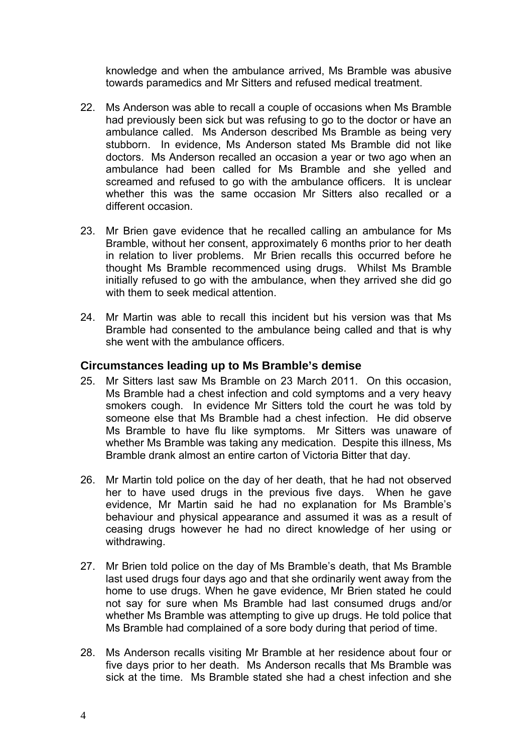knowledge and when the ambulance arrived, Ms Bramble was abusive towards paramedics and Mr Sitters and refused medical treatment.

22. Ms Anderson was able to recall a couple of occasions when Ms Bramble had previously been sick but was refusing to go to the doctor or have an ambulance called. Ms Anderson described Ms Bramble as being very stubborn. In evidence, Ms Anderson stated Ms Bramble did not like doctors. Ms Anderson recalled an occasion a year or two ago when an ambulance had been called for Ms Bramble and she yelled and screamed and refused to go with the ambulance officers. It is unclear whether this was the same occasion Mr Sitters also recalled or a different occasion.

23. Mr Brien gave evidence that he recalled calling an ambulance for Ms Bramble, without her consent, approximately 6 months prior to her death in relation to liver problems. Mr Brien recalls this occurred before he thought Ms Bramble recommenced using drugs. Whilst Ms Bramble initially refused to go with the ambulance, when they arrived she did go with them to seek medical attention.

24. Mr Martin was able to recall this incident but his version was that Ms Bramble had consented to the ambulance being called and that is why she went with the ambulance officers.

### Circumstances leading up to Ms Bramble's demise

25. Mr Sitters last saw Ms Bramble on 23 March 2011. On this occasion, Ms Bramble had a chest infection and cold symptoms and a very heavy smokers cough. In evidence Mr Sitters told the court he was told by someone else that Ms Bramble had a chest infection. He did observe Ms Bramble to have flu like symptoms. Mr Sitters was unaware of whether Ms Bramble was taking any medication. Despite this illness, Ms Bramble drank almost an entire carton of Victoria Bitter that day.

26. Mr Martin told police on the day of her death, that he had not observed her to have used drugs in the previous five days. When he gave evidence, Mr Martin said he had no explanation for Ms Bramble's behaviour and physical appearance and assumed it was as a result of ceasing drugs however he had no direct knowledge of her using or withdrawing.

27. Mr Brien told police on the day of Ms Bramble's death, that Ms Bramble last used drugs four days ago and that she ordinarily went away from the home to use drugs. When he gave evidence, Mr Brien stated he could not say for sure when Ms Bramble had last consumed drugs and/or whether Ms Bramble was attempting to give up drugs. He told police that Ms Bramble had complained of a sore body during that period of time.

28. Ms Anderson recalls visiting Mr Bramble at her residence about four or five days prior to her death. Ms Anderson recalls that Ms Bramble was sick at the time. Ms Bramble stated she had a chest infection and she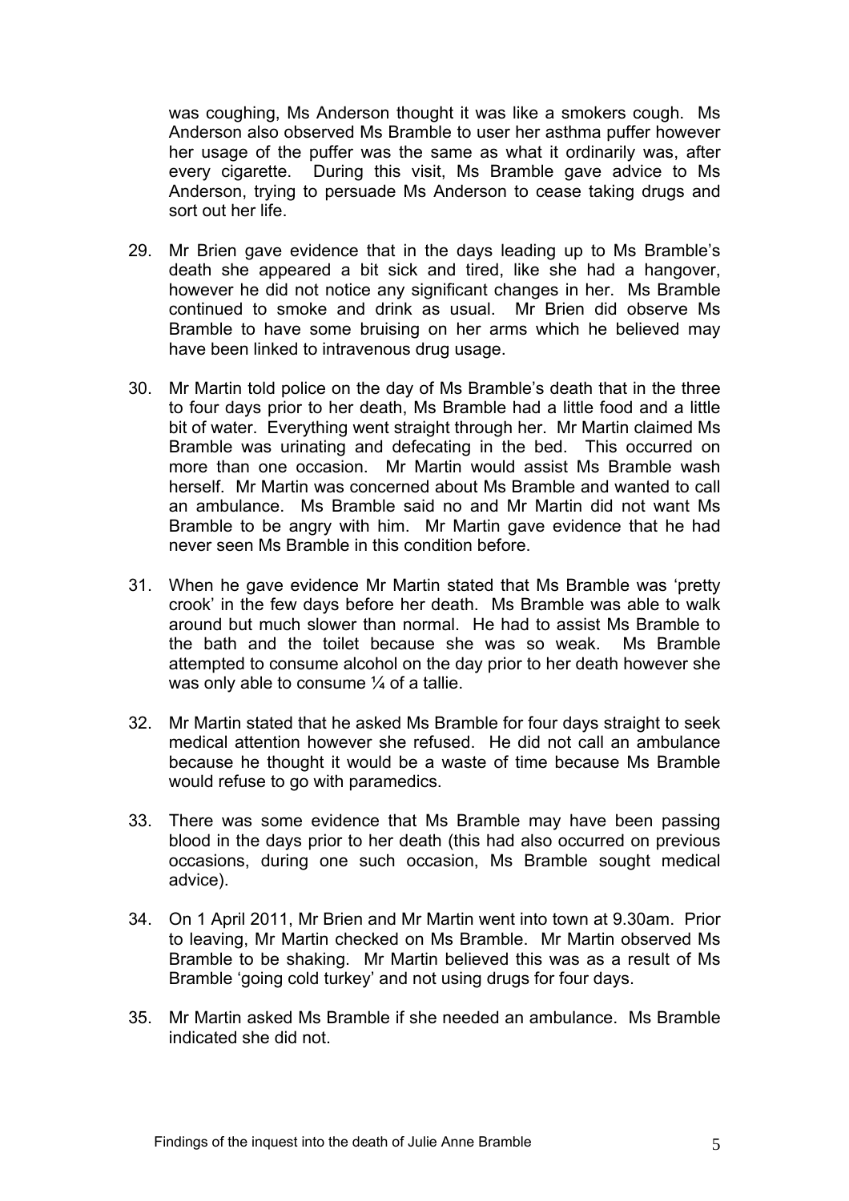was coughing, Ms Anderson thought it was like a smokers cough. Ms Anderson also observed Ms Bramble to user her asthma puffer however her usage of the puffer was the same as what it ordinarily was, after every cigarette. During this visit, Ms Bramble gave advice to Ms Anderson, trying to persuade Ms Anderson to cease taking drugs and sort out her life.

29. Mr Brien gave evidence that in the days leading up to Ms Bramble's death she appeared a bit sick and tired, like she had a hangover, however he did not notice any significant changes in her. Ms Bramble continued to smoke and drink as usual. Mr Brien did observe Ms Bramble to have some bruising on her arms which he believed may have been linked to intravenous drug usage.

30. Mr Martin told police on the day of Ms Bramble's death that in the three to four days prior to her death, Ms Bramble had a little food and a little bit of water. Everything went straight through her. Mr Martin claimed Ms Bramble was urinating and defecating in the bed. This occurred on more than one occasion. Mr Martin would assist Ms Bramble wash herself. Mr Martin was concerned about Ms Bramble and wanted to call an ambulance. Ms Bramble said no and Mr Martin did not want Ms Bramble to be angry with him. Mr Martin gave evidence that he had never seen Ms Bramble in this condition before.

31. When he gave evidence Mr Martin stated that Ms Bramble was 'pretty crook' in the few days before her death. Ms Bramble was able to walk around but much slower than normal. He had to assist Ms Bramble to the bath and the toilet because she was so weak. Ms Bramble attempted to consume alcohol on the day prior to her death however she was only able to consume ¼ of a tallie.

32. Mr Martin stated that he asked Ms Bramble for four days straight to seek medical attention however she refused. He did not call an ambulance because he thought it would be a waste of time because Ms Bramble would refuse to go with paramedics.

33. There was some evidence that Ms Bramble may have been passing blood in the days prior to her death (this had also occurred on previous occasions, during one such occasion, Ms Bramble sought medical advice).

34. On 1 April 2011, Mr Brien and Mr Martin went into town at 9.30am. Prior to leaving, Mr Martin checked on Ms Bramble. Mr Martin observed Ms Bramble to be shaking. Mr Martin believed this was as a result of Ms Bramble 'going cold turkey' and not using drugs for four days.

35. Mr Martin asked Ms Bramble if she needed an ambulance. Ms Bramble indicated she did not.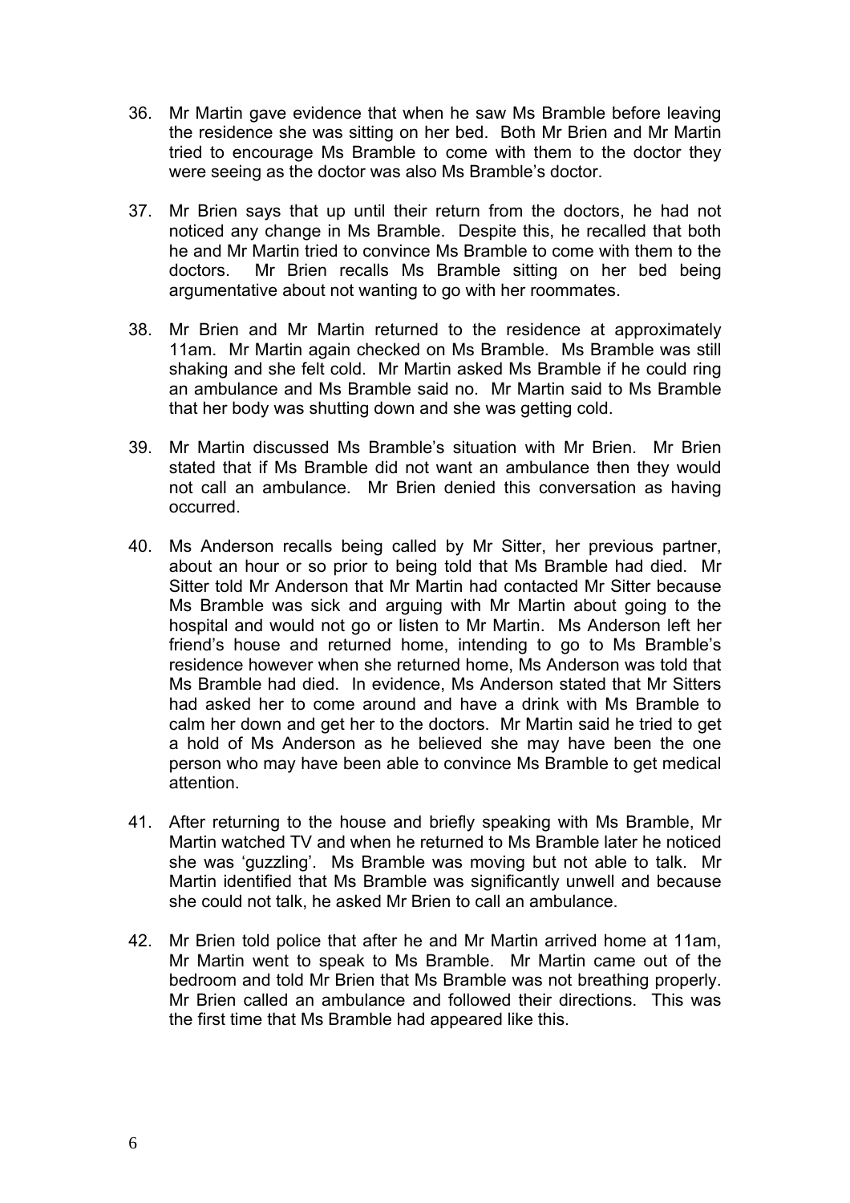36. Mr Martin gave evidence that when he saw Ms Bramble before leaving the residence she was sitting on her bed. Both Mr Brien and Mr Martin tried to encourage Ms Bramble to come with them to the doctor they were seeing as the doctor was also Ms Bramble's doctor.

37. Mr Brien says that up until their return from the doctors, he had not noticed any change in Ms Bramble. Despite this, he recalled that both he and Mr Martin tried to convince Ms Bramble to come with them to the doctors. Mr Brien recalls Ms Bramble sitting on her bed being argumentative about not wanting to go with her roommates.

38. Mr Brien and Mr Martin returned to the residence at approximately 11am. Mr Martin again checked on Ms Bramble. Ms Bramble was still shaking and she felt cold. Mr Martin asked Ms Bramble if he could ring an ambulance and Ms Bramble said no. Mr Martin said to Ms Bramble that her body was shutting down and she was getting cold.

39. Mr Martin discussed Ms Bramble's situation with Mr Brien. Mr Brien stated that if Ms Bramble did not want an ambulance then they would not call an ambulance. Mr Brien denied this conversation as having occurred.

40. Ms Anderson recalls being called by Mr Sitter, her previous partner, about an hour or so prior to being told that Ms Bramble had died. Mr Sitter told Mr Anderson that Mr Martin had contacted Mr Sitter because Ms Bramble was sick and arguing with Mr Martin about going to the hospital and would not go or listen to Mr Martin. Ms Anderson left her friend's house and returned home, intending to go to Ms Bramble's residence however when she returned home, Ms Anderson was told that Ms Bramble had died. In evidence, Ms Anderson stated that Mr Sitters had asked her to come around and have a drink with Ms Bramble to calm her down and get her to the doctors. Mr Martin said he tried to get a hold of Ms Anderson as he believed she may have been the one person who may have been able to convince Ms Bramble to get medical attention.

41. After returning to the house and briefly speaking with Ms Bramble, Mr Martin watched TV and when he returned to Ms Bramble later he noticed she was 'guzzling'. Ms Bramble was moving but not able to talk. Mr Martin identified that Ms Bramble was significantly unwell and because she could not talk, he asked Mr Brien to call an ambulance.

42. Mr Brien told police that after he and Mr Martin arrived home at 11am, Mr Martin went to speak to Ms Bramble. Mr Martin came out of the bedroom and told Mr Brien that Ms Bramble was not breathing properly. Mr Brien called an ambulance and followed their directions. This was the first time that Ms Bramble had appeared like this.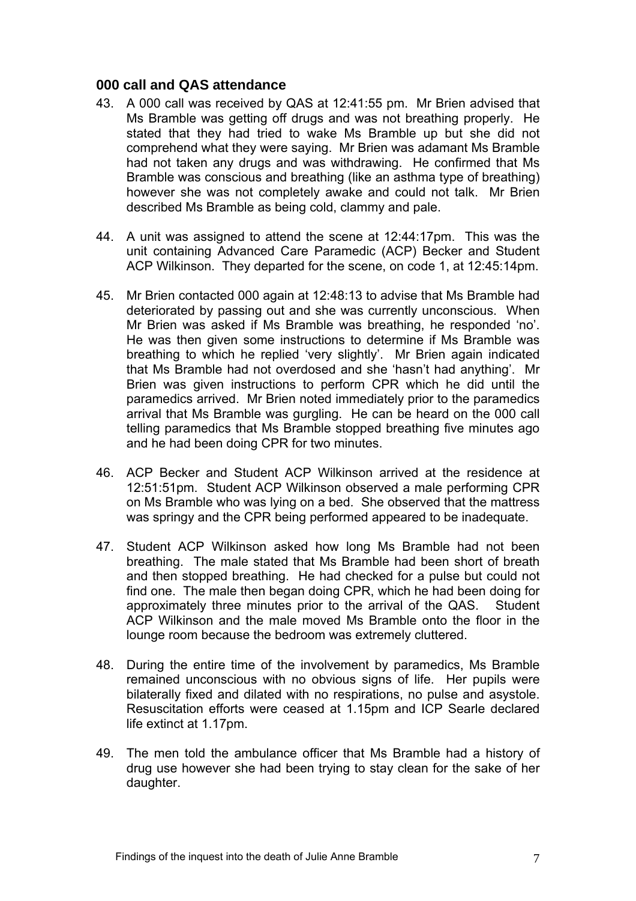### 000 call and QAS attendance

43. A 000 call was received by QAS at 12:41:55 pm. Mr Brien advised that Ms Bramble was getting off drugs and was not breathing properly. He stated that they had tried to wake Ms Bramble up but she did not comprehend what they were saying. Mr Brien was adamant Ms Bramble had not taken any drugs and was withdrawing. He confirmed that Ms Bramble was conscious and breathing (like an asthma type of breathing) however she was not completely awake and could not talk. Mr Brien described Ms Bramble as being cold, clammy and pale.

44. A unit was assigned to attend the scene at 12:44:17pm. This was the unit containing Advanced Care Paramedic (ACP) Becker and Student ACP Wilkinson. They departed for the scene, on code 1, at 12:45:14pm.

45. Mr Brien contacted 000 again at 12:48:13 to advise that Ms Bramble had deteriorated by passing out and she was currently unconscious. When Mr Brien was asked if Ms Bramble was breathing, he responded 'no'. He was then given some instructions to determine if Ms Bramble was breathing to which he replied 'very slightly'. Mr Brien again indicated that Ms Bramble had not overdosed and she 'hasn't had anything'. Mr Brien was given instructions to perform CPR which he did until the paramedics arrived. Mr Brien noted immediately prior to the paramedics arrival that Ms Bramble was gurgling. He can be heard on the 000 call telling paramedics that Ms Bramble stopped breathing five minutes ago and he had been doing CPR for two minutes.

46. ACP Becker and Student ACP Wilkinson arrived at the residence at 12:51:51pm. Student ACP Wilkinson observed a male performing CPR on Ms Bramble who was lying on a bed. She observed that the mattress was springy and the CPR being performed appeared to be inadequate.

47. Student ACP Wilkinson asked how long Ms Bramble had not been breathing. The male stated that Ms Bramble had been short of breath and then stopped breathing. He had checked for a pulse but could not find one. The male then began doing CPR, which he had been doing for approximately three minutes prior to the arrival of the QAS. Student ACP Wilkinson and the male moved Ms Bramble onto the floor in the lounge room because the bedroom was extremely cluttered.

48. During the entire time of the involvement by paramedics, Ms Bramble remained unconscious with no obvious signs of life. Her pupils were bilaterally fixed and dilated with no respirations, no pulse and asystole. Resuscitation efforts were ceased at 1.15pm and ICP Searle declared life extinct at 1.17pm.

49. The men told the ambulance officer that Ms Bramble had a history of drug use however she had been trying to stay clean for the sake of her daughter.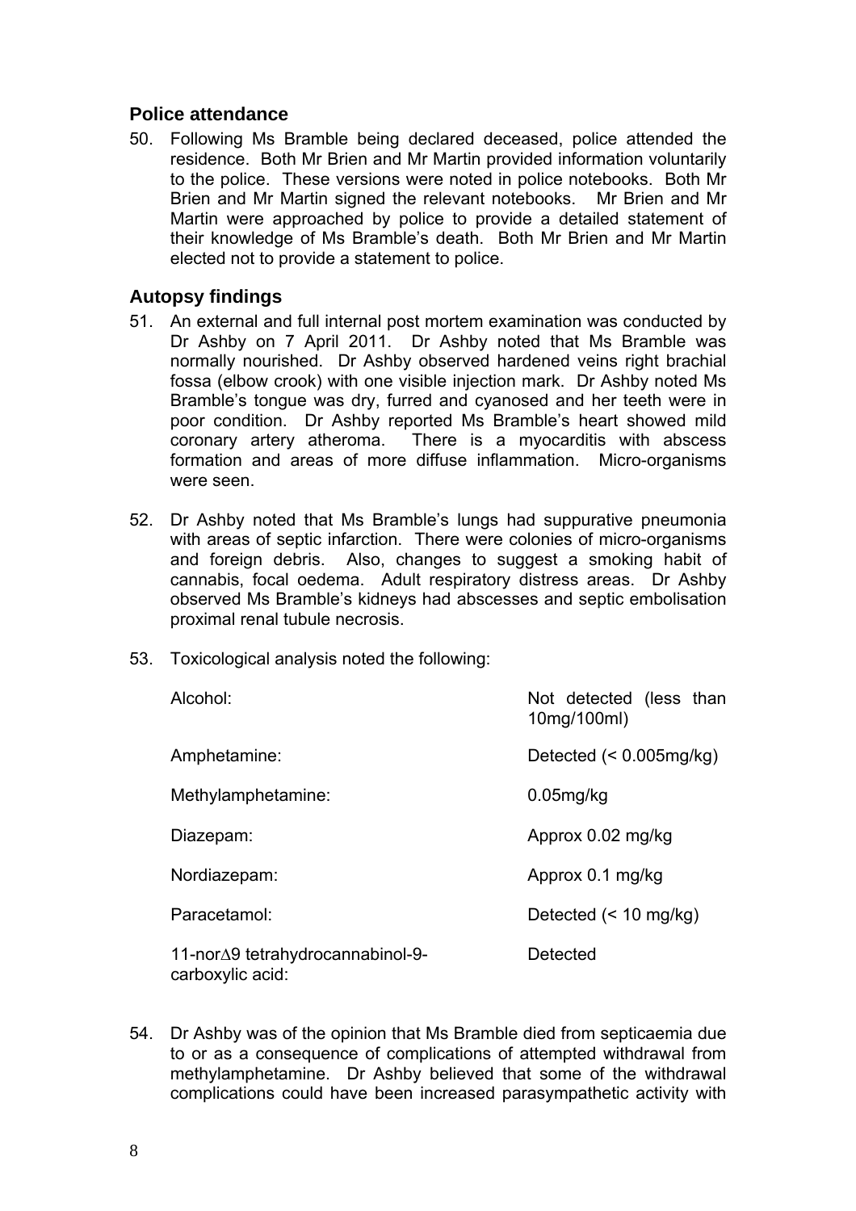## Police attendance

50. Following Ms Bramble being declared deceased, police attended the residence. Both Mr Brien and Mr Martin provided information voluntarily to the police. These versions were noted in police notebooks. Both Mr Brien and Mr Martin signed the relevant notebooks. Mr Brien and Mr Martin were approached by police to provide a detailed statement of their knowledge of Ms Bramble's death. Both Mr Brien and Mr Martin elected not to provide a statement to police.

## Autopsy findings

51. An external and full internal post mortem examination was conducted by Dr Ashby on 7 April 2011. Dr Ashby noted that Ms Bramble was normally nourished. Dr Ashby observed hardened veins right brachial fossa (elbow crook) with one visible injection mark. Dr Ashby noted Ms Bramble's tongue was dry, furred and cyanosed and her teeth were in poor condition. Dr Ashby reported Ms Bramble's heart showed mild coronary artery atheroma. There is a myocarditis with abscess formation and areas of more diffuse inflammation. Micro-organisms were seen.

52. Dr Ashby noted that Ms Bramble's lungs had suppurative pneumonia with areas of septic infarction. There were colonies of micro-organisms and foreign debris. Also, changes to suggest a smoking habit of cannabis, focal oedema. Adult respiratory distress areas. Dr Ashby observed Ms Bramble's kidneys had abscesses and septic embolisation proximal renal tubule necrosis.

53. Toxicological analysis noted the following:

| | |
|---|---|
| Alcohol: | Not detected (less than 10mg/100ml) |
| Amphetamine: | Detected (< 0.005mg/kg) |
| Methylamphetamine: | 0.05mg/kg |
| Diazepam: | Approx 0.02 mg/kg |
| Nordiazepam: | Approx 0.1 mg/kg |
| Paracetamol: | Detected (< 10 mg/kg) |
| 11-nor∆9 tetrahydrocannabinol-9-carboxylic acid: | Detected |

54. Dr Ashby was of the opinion that Ms Bramble died from septicaemia due to or as a consequence of complications of attempted withdrawal from methylamphetamine. Dr Ashby believed that some of the withdrawal complications could have been increased parasympathetic activity with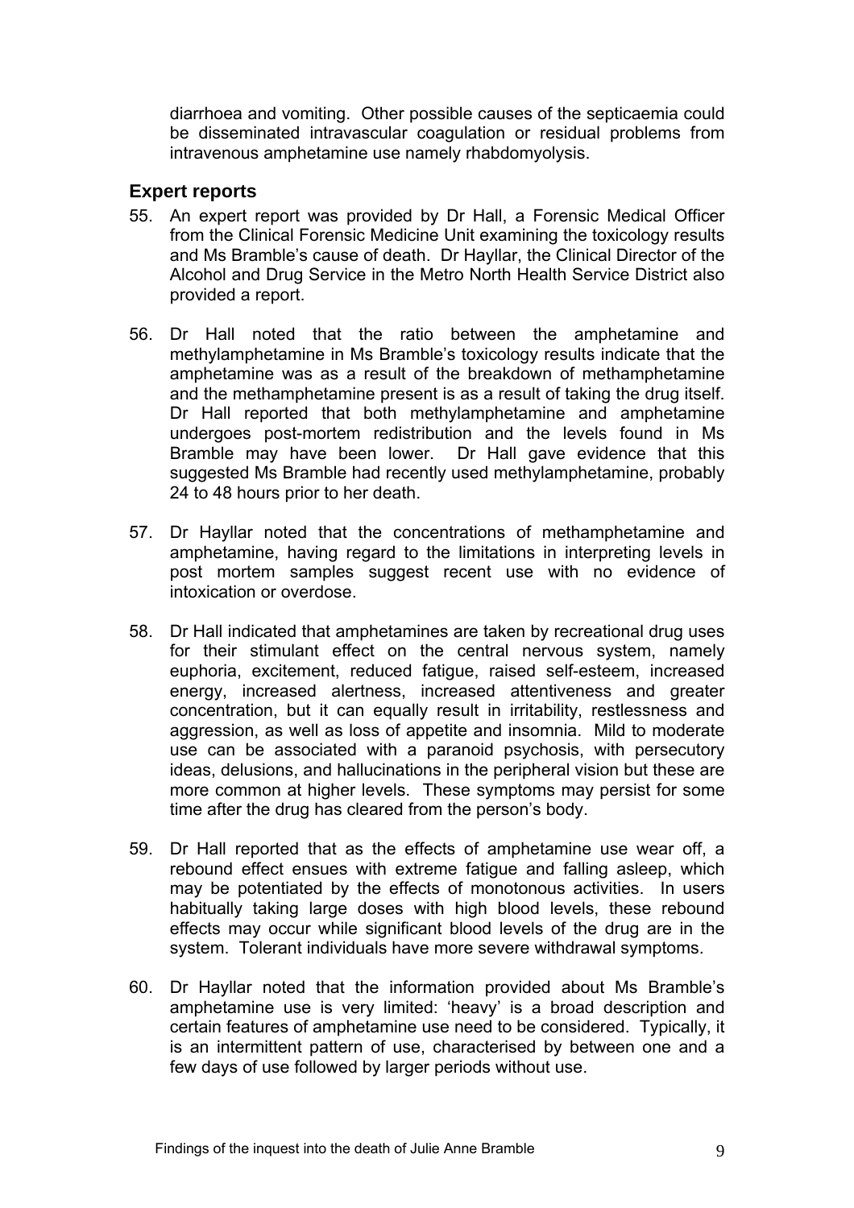diarrhoea and vomiting. Other possible causes of the septicaemia could be disseminated intravascular coagulation or residual problems from intravenous amphetamine use namely rhabdomyolysis.

## Expert reports

55. An expert report was provided by Dr Hall, a Forensic Medical Officer from the Clinical Forensic Medicine Unit examining the toxicology results and Ms Bramble's cause of death. Dr Hayllar, the Clinical Director of the Alcohol and Drug Service in the Metro North Health Service District also provided a report.

56. Dr Hall noted that the ratio between the amphetamine and methylamphetamine in Ms Bramble's toxicology results indicate that the amphetamine was as a result of the breakdown of methamphetamine and the methamphetamine present is as a result of taking the drug itself. Dr Hall reported that both methylamphetamine and amphetamine undergoes post-mortem redistribution and the levels found in Ms Bramble may have been lower. Dr Hall gave evidence that this suggested Ms Bramble had recently used methylamphetamine, probably 24 to 48 hours prior to her death.

57. Dr Hayllar noted that the concentrations of methamphetamine and amphetamine, having regard to the limitations in interpreting levels in post mortem samples suggest recent use with no evidence of intoxication or overdose.

58. Dr Hall indicated that amphetamines are taken by recreational drug uses for their stimulant effect on the central nervous system, namely euphoria, excitement, reduced fatigue, raised self-esteem, increased energy, increased alertness, increased attentiveness and greater concentration, but it can equally result in irritability, restlessness and aggression, as well as loss of appetite and insomnia. Mild to moderate use can be associated with a paranoid psychosis, with persecutory ideas, delusions, and hallucinations in the peripheral vision but these are more common at higher levels. These symptoms may persist for some time after the drug has cleared from the person's body.

59. Dr Hall reported that as the effects of amphetamine use wear off, a rebound effect ensues with extreme fatigue and falling asleep, which may be potentiated by the effects of monotonous activities. In users habitually taking large doses with high blood levels, these rebound effects may occur while significant blood levels of the drug are in the system. Tolerant individuals have more severe withdrawal symptoms.

60. Dr Hayllar noted that the information provided about Ms Bramble's amphetamine use is very limited: 'heavy' is a broad description and certain features of amphetamine use need to be considered. Typically, it is an intermittent pattern of use, characterised by between one and a few days of use followed by larger periods without use.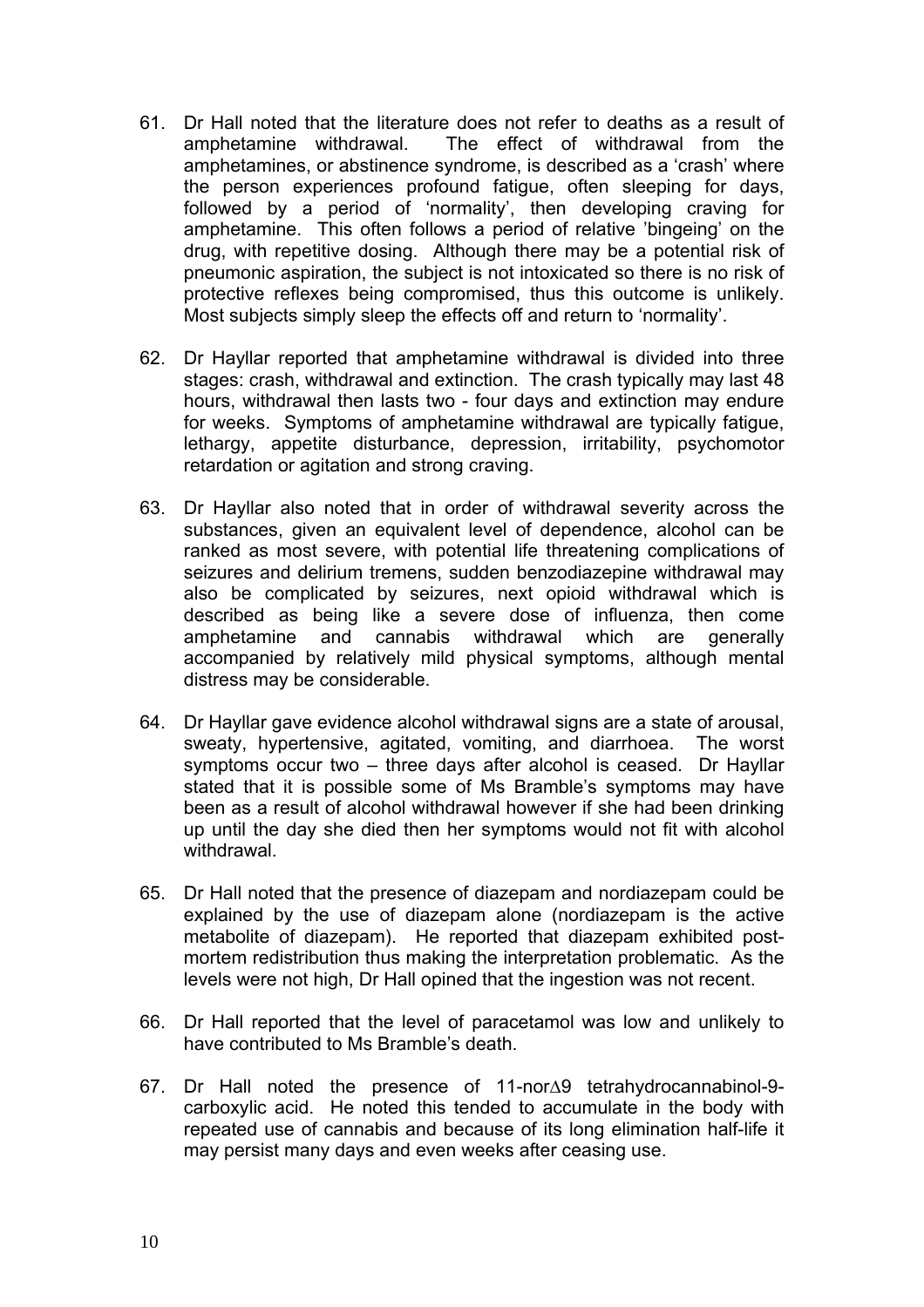61. Dr Hall noted that the literature does not refer to deaths as a result of amphetamine withdrawal. The effect of withdrawal from the amphetamines, or abstinence syndrome, is described as a 'crash' where the person experiences profound fatigue, often sleeping for days, followed by a period of 'normality', then developing craving for amphetamine. This often follows a period of relative 'bingeing' on the drug, with repetitive dosing. Although there may be a potential risk of pneumonic aspiration, the subject is not intoxicated so there is no risk of protective reflexes being compromised, thus this outcome is unlikely. Most subjects simply sleep the effects off and return to 'normality'.

62. Dr Hayllar reported that amphetamine withdrawal is divided into three stages: crash, withdrawal and extinction. The crash typically may last 48 hours, withdrawal then lasts two - four days and extinction may endure for weeks. Symptoms of amphetamine withdrawal are typically fatigue, lethargy, appetite disturbance, depression, irritability, psychomotor retardation or agitation and strong craving.

63. Dr Hayllar also noted that in order of withdrawal severity across the substances, given an equivalent level of dependence, alcohol can be ranked as most severe, with potential life threatening complications of seizures and delirium tremens, sudden benzodiazepine withdrawal may also be complicated by seizures, next opioid withdrawal which is described as being like a severe dose of influenza, then come amphetamine and cannabis withdrawal which are generally accompanied by relatively mild physical symptoms, although mental distress may be considerable.

64. Dr Hayllar gave evidence alcohol withdrawal signs are a state of arousal, sweaty, hypertensive, agitated, vomiting, and diarrhoea. The worst symptoms occur two – three days after alcohol is ceased. Dr Hayllar stated that it is possible some of Ms Bramble's symptoms may have been as a result of alcohol withdrawal however if she had been drinking up until the day she died then her symptoms would not fit with alcohol withdrawal.

65. Dr Hall noted that the presence of diazepam and nordiazepam could be explained by the use of diazepam alone (nordiazepam is the active metabolite of diazepam). He reported that diazepam exhibited post-mortem redistribution thus making the interpretation problematic. As the levels were not high, Dr Hall opined that the ingestion was not recent.

66. Dr Hall reported that the level of paracetamol was low and unlikely to have contributed to Ms Bramble's death.

67. Dr Hall noted the presence of 11-nor∆9 tetrahydrocannabinol-9-carboxylic acid. He noted this tended to accumulate in the body with repeated use of cannabis and because of its long elimination half-life it may persist many days and even weeks after ceasing use.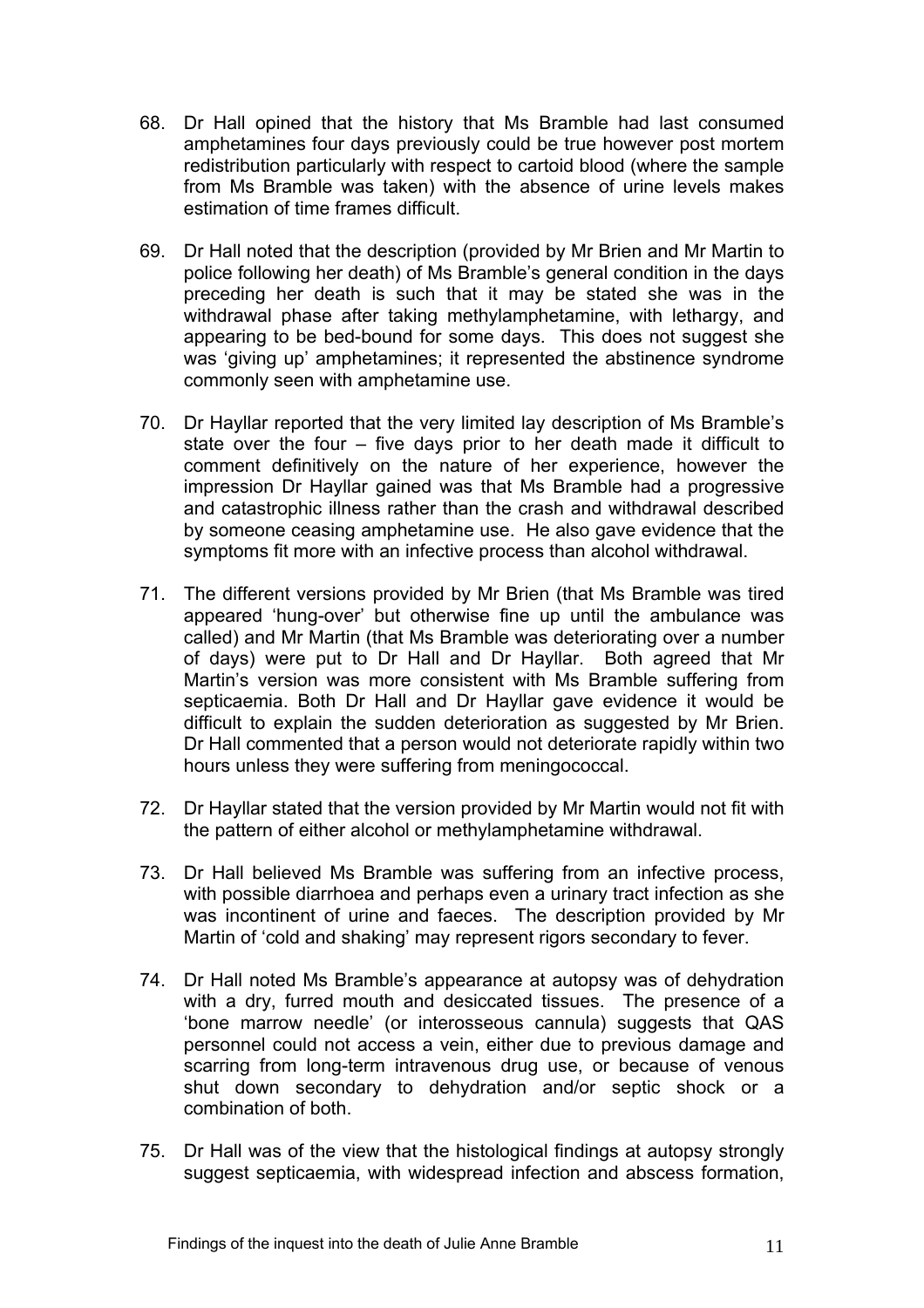68. Dr Hall opined that the history that Ms Bramble had last consumed amphetamines four days previously could be true however post mortem redistribution particularly with respect to cartoid blood (where the sample from Ms Bramble was taken) with the absence of urine levels makes estimation of time frames difficult.

69. Dr Hall noted that the description (provided by Mr Brien and Mr Martin to police following her death) of Ms Bramble's general condition in the days preceding her death is such that it may be stated she was in the withdrawal phase after taking methylamphetamine, with lethargy, and appearing to be bed-bound for some days. This does not suggest she was 'giving up' amphetamines; it represented the abstinence syndrome commonly seen with amphetamine use.

70. Dr Hayllar reported that the very limited lay description of Ms Bramble's state over the four – five days prior to her death made it difficult to comment definitively on the nature of her experience, however the impression Dr Hayllar gained was that Ms Bramble had a progressive and catastrophic illness rather than the crash and withdrawal described by someone ceasing amphetamine use. He also gave evidence that the symptoms fit more with an infective process than alcohol withdrawal.

71. The different versions provided by Mr Brien (that Ms Bramble was tired appeared 'hung-over' but otherwise fine up until the ambulance was called) and Mr Martin (that Ms Bramble was deteriorating over a number of days) were put to Dr Hall and Dr Hayllar. Both agreed that Mr Martin's version was more consistent with Ms Bramble suffering from septicaemia. Both Dr Hall and Dr Hayllar gave evidence it would be difficult to explain the sudden deterioration as suggested by Mr Brien. Dr Hall commented that a person would not deteriorate rapidly within two hours unless they were suffering from meningococcal.

72. Dr Hayllar stated that the version provided by Mr Martin would not fit with the pattern of either alcohol or methylamphetamine withdrawal.

73. Dr Hall believed Ms Bramble was suffering from an infective process, with possible diarrhoea and perhaps even a urinary tract infection as she was incontinent of urine and faeces. The description provided by Mr Martin of 'cold and shaking' may represent rigors secondary to fever.

74. Dr Hall noted Ms Bramble's appearance at autopsy was of dehydration with a dry, furred mouth and desiccated tissues. The presence of a 'bone marrow needle' (or interosseous cannula) suggests that QAS personnel could not access a vein, either due to previous damage and scarring from long-term intravenous drug use, or because of venous shut down secondary to dehydration and/or septic shock or a combination of both.

75. Dr Hall was of the view that the histological findings at autopsy strongly suggest septicaemia, with widespread infection and abscess formation,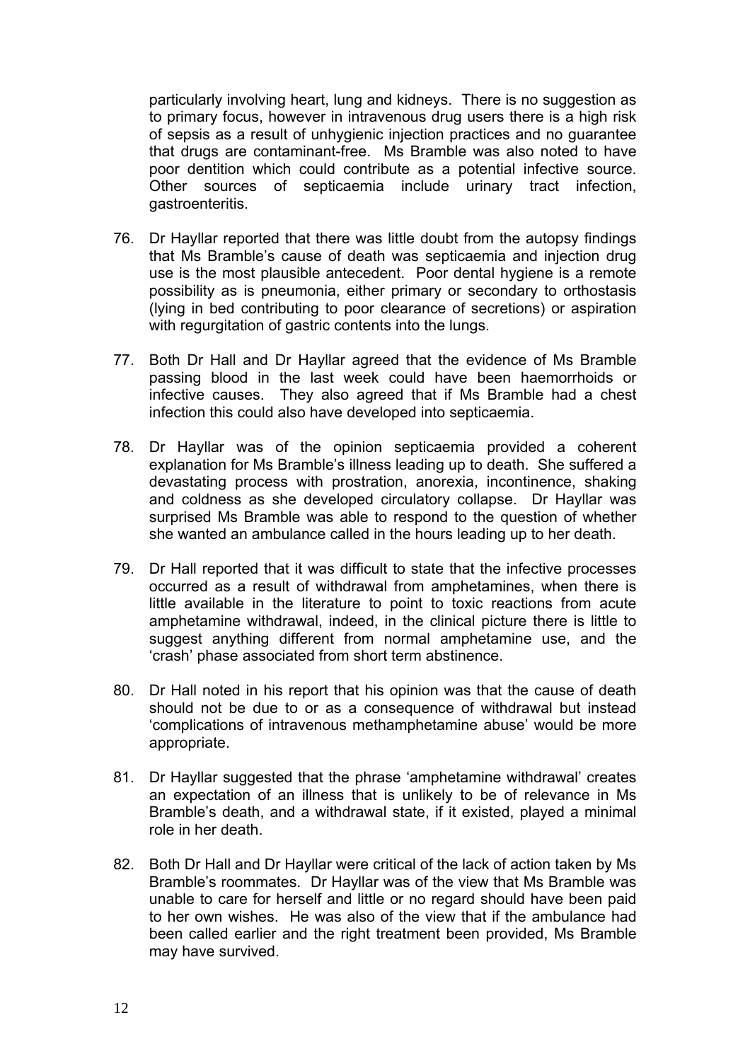particularly involving heart, lung and kidneys. There is no suggestion as to primary focus, however in intravenous drug users there is a high risk of sepsis as a result of unhygienic injection practices and no guarantee that drugs are contaminant-free. Ms Bramble was also noted to have poor dentition which could contribute as a potential infective source. Other sources of septicaemia include urinary tract infection, gastroenteritis.

76. Dr Hayllar reported that there was little doubt from the autopsy findings that Ms Bramble's cause of death was septicaemia and injection drug use is the most plausible antecedent. Poor dental hygiene is a remote possibility as is pneumonia, either primary or secondary to orthostasis (lying in bed contributing to poor clearance of secretions) or aspiration with regurgitation of gastric contents into the lungs.

77. Both Dr Hall and Dr Hayllar agreed that the evidence of Ms Bramble passing blood in the last week could have been haemorrhoids or infective causes. They also agreed that if Ms Bramble had a chest infection this could also have developed into septicaemia.

78. Dr Hayllar was of the opinion septicaemia provided a coherent explanation for Ms Bramble's illness leading up to death. She suffered a devastating process with prostration, anorexia, incontinence, shaking and coldness as she developed circulatory collapse. Dr Hayllar was surprised Ms Bramble was able to respond to the question of whether she wanted an ambulance called in the hours leading up to her death.

79. Dr Hall reported that it was difficult to state that the infective processes occurred as a result of withdrawal from amphetamines, when there is little available in the literature to point to toxic reactions from acute amphetamine withdrawal, indeed, in the clinical picture there is little to suggest anything different from normal amphetamine use, and the 'crash' phase associated from short term abstinence.

80. Dr Hall noted in his report that his opinion was that the cause of death should not be due to or as a consequence of withdrawal but instead 'complications of intravenous methamphetamine abuse' would be more appropriate.

81. Dr Hayllar suggested that the phrase 'amphetamine withdrawal' creates an expectation of an illness that is unlikely to be of relevance in Ms Bramble's death, and a withdrawal state, if it existed, played a minimal role in her death.

82. Both Dr Hall and Dr Hayllar were critical of the lack of action taken by Ms Bramble's roommates. Dr Hayllar was of the view that Ms Bramble was unable to care for herself and little or no regard should have been paid to her own wishes. He was also of the view that if the ambulance had been called earlier and the right treatment been provided, Ms Bramble may have survived.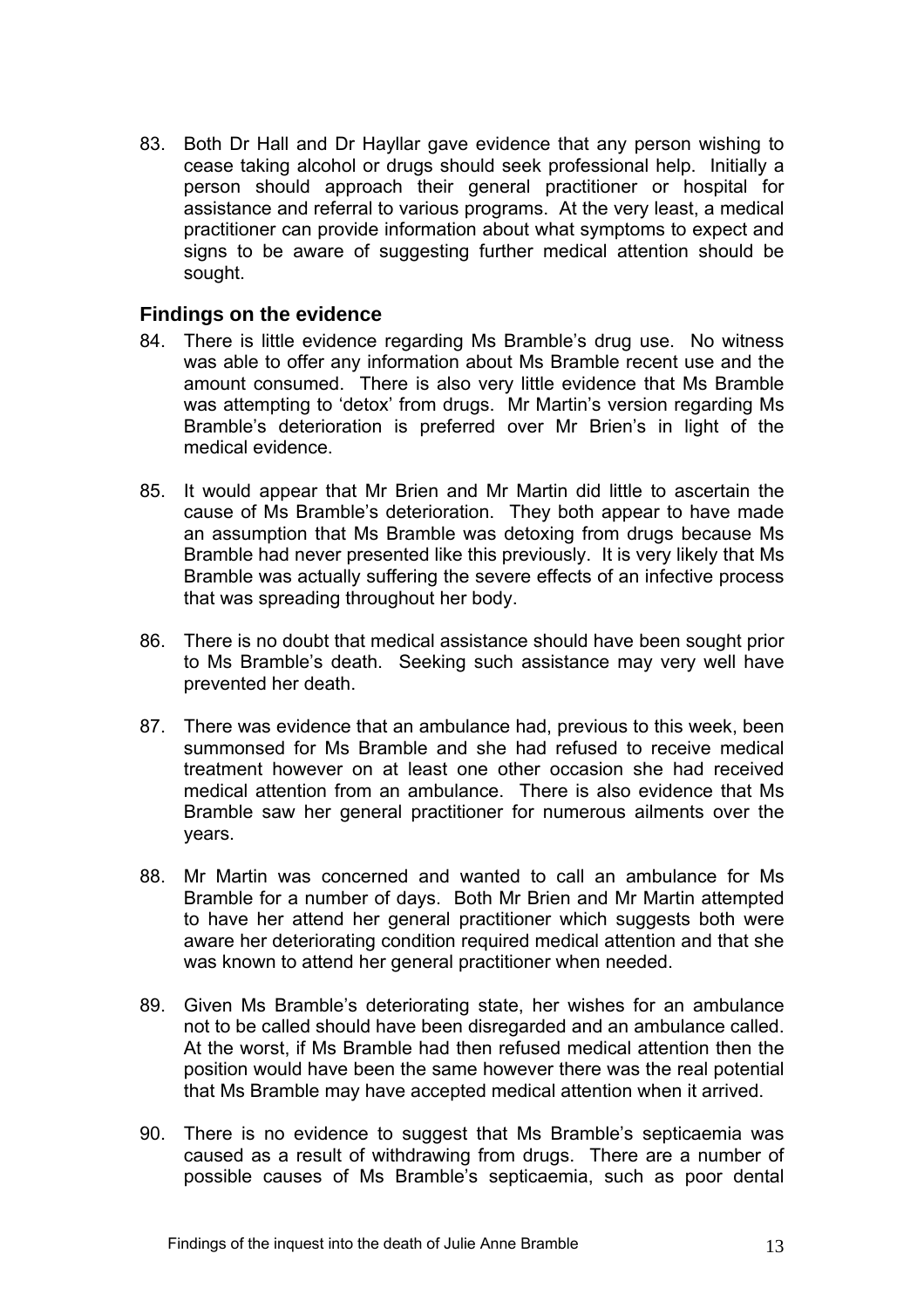83. Both Dr Hall and Dr Hayllar gave evidence that any person wishing to cease taking alcohol or drugs should seek professional help. Initially a person should approach their general practitioner or hospital for assistance and referral to various programs. At the very least, a medical practitioner can provide information about what symptoms to expect and signs to be aware of suggesting further medical attention should be sought.

### Findings on the evidence

84. There is little evidence regarding Ms Bramble's drug use. No witness was able to offer any information about Ms Bramble recent use and the amount consumed. There is also very little evidence that Ms Bramble was attempting to 'detox' from drugs. Mr Martin's version regarding Ms Bramble's deterioration is preferred over Mr Brien's in light of the medical evidence.

85. It would appear that Mr Brien and Mr Martin did little to ascertain the cause of Ms Bramble's deterioration. They both appear to have made an assumption that Ms Bramble was detoxing from drugs because Ms Bramble had never presented like this previously. It is very likely that Ms Bramble was actually suffering the severe effects of an infective process that was spreading throughout her body.

86. There is no doubt that medical assistance should have been sought prior to Ms Bramble's death. Seeking such assistance may very well have prevented her death.

87. There was evidence that an ambulance had, previous to this week, been summonsed for Ms Bramble and she had refused to receive medical treatment however on at least one other occasion she had received medical attention from an ambulance. There is also evidence that Ms Bramble saw her general practitioner for numerous ailments over the years.

88. Mr Martin was concerned and wanted to call an ambulance for Ms Bramble for a number of days. Both Mr Brien and Mr Martin attempted to have her attend her general practitioner which suggests both were aware her deteriorating condition required medical attention and that she was known to attend her general practitioner when needed.

89. Given Ms Bramble's deteriorating state, her wishes for an ambulance not to be called should have been disregarded and an ambulance called. At the worst, if Ms Bramble had then refused medical attention then the position would have been the same however there was the real potential that Ms Bramble may have accepted medical attention when it arrived.

90. There is no evidence to suggest that Ms Bramble's septicaemia was caused as a result of withdrawing from drugs. There are a number of possible causes of Ms Bramble's septicaemia, such as poor dental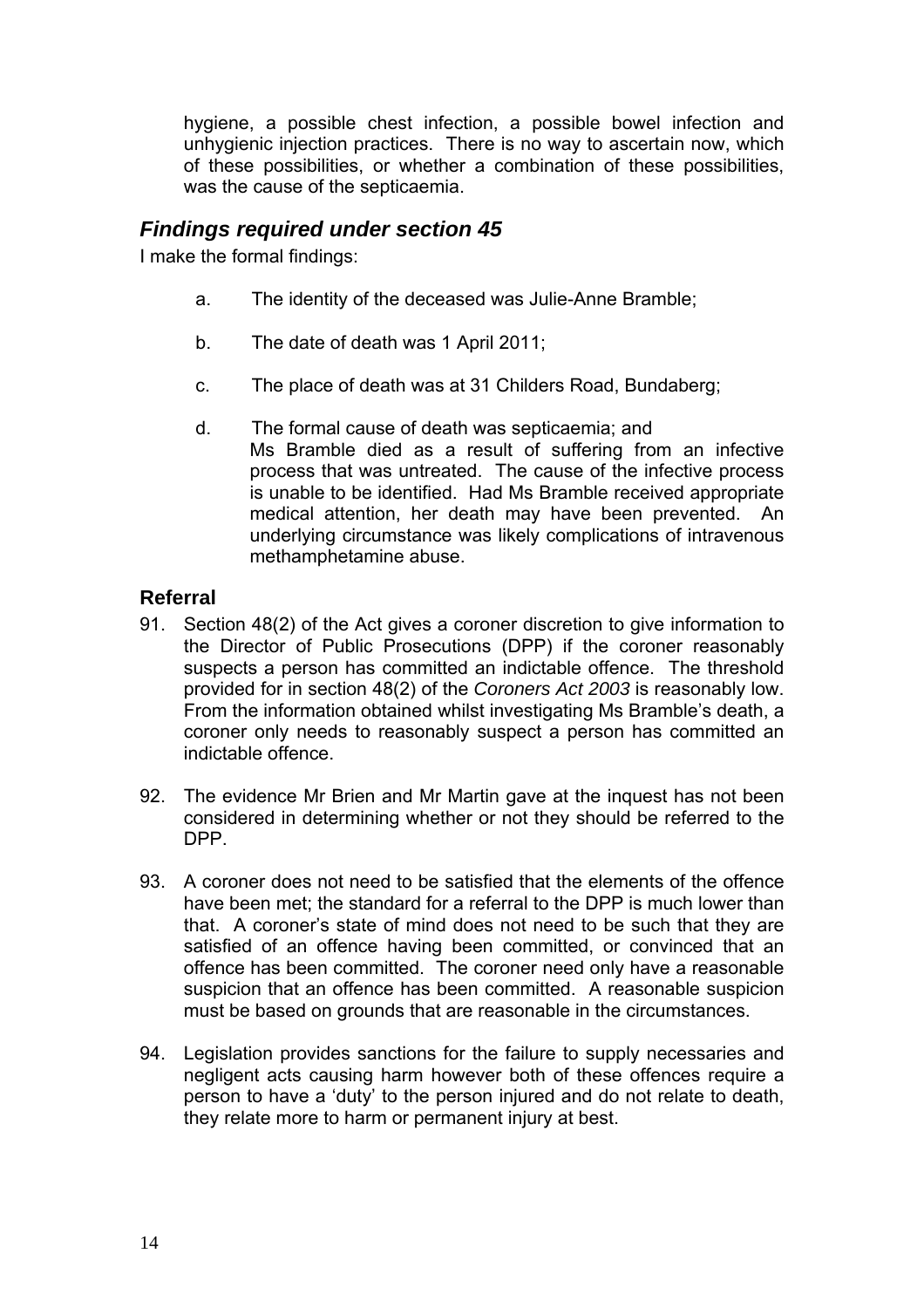hygiene, a possible chest infection, a possible bowel infection and unhygienic injection practices. There is no way to ascertain now, which of these possibilities, or whether a combination of these possibilities, was the cause of the septicaemia.

## *Findings required under section 45*

I make the formal findings:

a. The identity of the deceased was Julie-Anne Bramble;

b. The date of death was 1 April 2011;

c. The place of death was at 31 Childers Road, Bundaberg;

d. The formal cause of death was septicaemia; and
Ms Bramble died as a result of suffering from an infective process that was untreated. The cause of the infective process is unable to be identified. Had Ms Bramble received appropriate medical attention, her death may have been prevented. An underlying circumstance was likely complications of intravenous methamphetamine abuse.

## Referral

91. Section 48(2) of the Act gives a coroner discretion to give information to the Director of Public Prosecutions (DPP) if the coroner reasonably suspects a person has committed an indictable offence. The threshold provided for in section 48(2) of the *Coroners Act 2003* is reasonably low. From the information obtained whilst investigating Ms Bramble's death, a coroner only needs to reasonably suspect a person has committed an indictable offence.

92. The evidence Mr Brien and Mr Martin gave at the inquest has not been considered in determining whether or not they should be referred to the DPP.

93. A coroner does not need to be satisfied that the elements of the offence have been met; the standard for a referral to the DPP is much lower than that. A coroner's state of mind does not need to be such that they are satisfied of an offence having been committed, or convinced that an offence has been committed. The coroner need only have a reasonable suspicion that an offence has been committed. A reasonable suspicion must be based on grounds that are reasonable in the circumstances.

94. Legislation provides sanctions for the failure to supply necessaries and negligent acts causing harm however both of these offences require a person to have a 'duty' to the person injured and do not relate to death, they relate more to harm or permanent injury at best.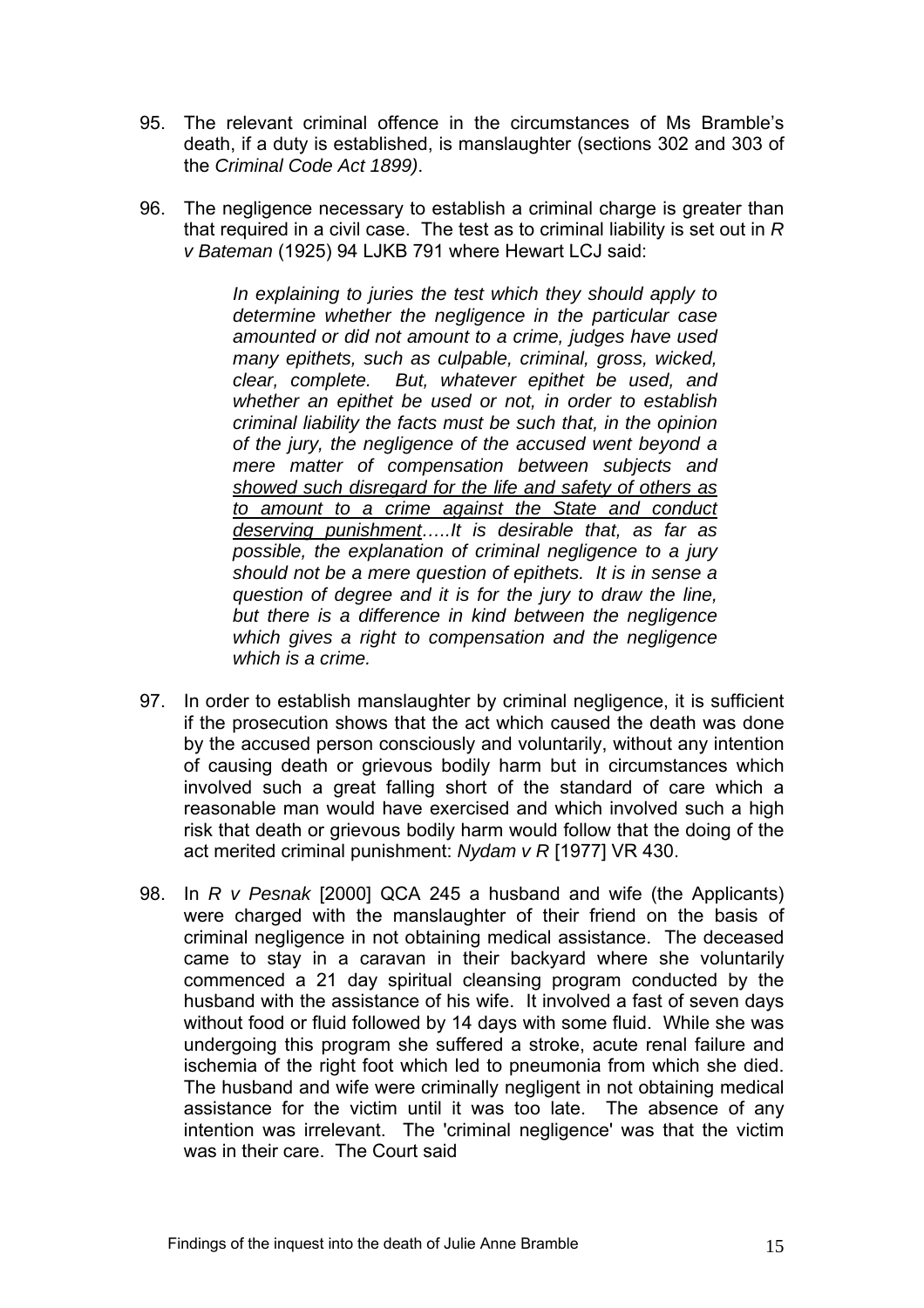95. The relevant criminal offence in the circumstances of Ms Bramble's death, if a duty is established, is manslaughter (sections 302 and 303 of the *Criminal Code Act 1899)*.

96. The negligence necessary to establish a criminal charge is greater than that required in a civil case. The test as to criminal liability is set out in *R v Bateman* (1925) 94 LJKB 791 where Hewart LCJ said:

> *In explaining to juries the test which they should apply to determine whether the negligence in the particular case amounted or did not amount to a crime, judges have used many epithets, such as culpable, criminal, gross, wicked, clear, complete. But, whatever epithet be used, and whether an epithet be used or not, in order to establish criminal liability the facts must be such that, in the opinion of the jury, the negligence of the accused went beyond a mere matter of compensation between subjects and* <u>*showed such disregard for the life and safety of others as to amount to a crime against the State and conduct deserving punishment*</u>*…..It is desirable that, as far as possible, the explanation of criminal negligence to a jury should not be a mere question of epithets. It is in sense a question of degree and it is for the jury to draw the line, but there is a difference in kind between the negligence which gives a right to compensation and the negligence which is a crime.*

97. In order to establish manslaughter by criminal negligence, it is sufficient if the prosecution shows that the act which caused the death was done by the accused person consciously and voluntarily, without any intention of causing death or grievous bodily harm but in circumstances which involved such a great falling short of the standard of care which a reasonable man would have exercised and which involved such a high risk that death or grievous bodily harm would follow that the doing of the act merited criminal punishment: *Nydam v R* [1977] VR 430.

98. In *R v Pesnak* [2000] QCA 245 a husband and wife (the Applicants) were charged with the manslaughter of their friend on the basis of criminal negligence in not obtaining medical assistance. The deceased came to stay in a caravan in their backyard where she voluntarily commenced a 21 day spiritual cleansing program conducted by the husband with the assistance of his wife. It involved a fast of seven days without food or fluid followed by 14 days with some fluid. While she was undergoing this program she suffered a stroke, acute renal failure and ischemia of the right foot which led to pneumonia from which she died. The husband and wife were criminally negligent in not obtaining medical assistance for the victim until it was too late. The absence of any intention was irrelevant. The 'criminal negligence' was that the victim was in their care. The Court said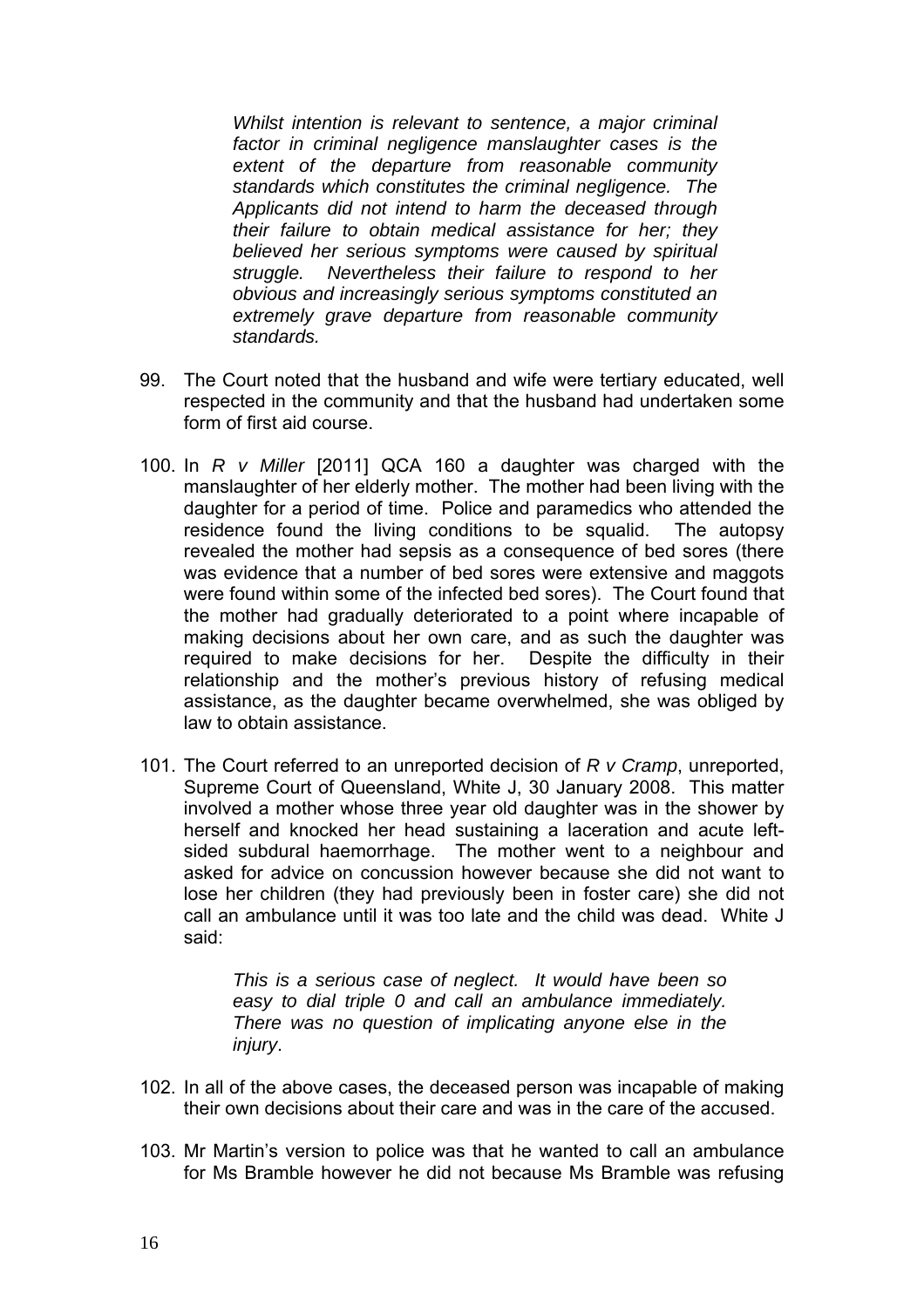> *Whilst intention is relevant to sentence, a major criminal factor in criminal negligence manslaughter cases is the extent of the departure from reasonable community standards which constitutes the criminal negligence. The Applicants did not intend to harm the deceased through their failure to obtain medical assistance for her; they believed her serious symptoms were caused by spiritual struggle. Nevertheless their failure to respond to her obvious and increasingly serious symptoms constituted an extremely grave departure from reasonable community standards.*

99. The Court noted that the husband and wife were tertiary educated, well respected in the community and that the husband had undertaken some form of first aid course.

100. In *R v Miller* [2011] QCA 160 a daughter was charged with the manslaughter of her elderly mother. The mother had been living with the daughter for a period of time. Police and paramedics who attended the residence found the living conditions to be squalid. The autopsy revealed the mother had sepsis as a consequence of bed sores (there was evidence that a number of bed sores were extensive and maggots were found within some of the infected bed sores). The Court found that the mother had gradually deteriorated to a point where incapable of making decisions about her own care, and as such the daughter was required to make decisions for her. Despite the difficulty in their relationship and the mother's previous history of refusing medical assistance, as the daughter became overwhelmed, she was obliged by law to obtain assistance.

101. The Court referred to an unreported decision of *R v Cramp*, unreported, Supreme Court of Queensland, White J, 30 January 2008. This matter involved a mother whose three year old daughter was in the shower by herself and knocked her head sustaining a laceration and acute left-sided subdural haemorrhage. The mother went to a neighbour and asked for advice on concussion however because she did not want to lose her children (they had previously been in foster care) she did not call an ambulance until it was too late and the child was dead. White J said:

> *This is a serious case of neglect. It would have been so easy to dial triple 0 and call an ambulance immediately. There was no question of implicating anyone else in the injury*.

102. In all of the above cases, the deceased person was incapable of making their own decisions about their care and was in the care of the accused.

103. Mr Martin's version to police was that he wanted to call an ambulance for Ms Bramble however he did not because Ms Bramble was refusing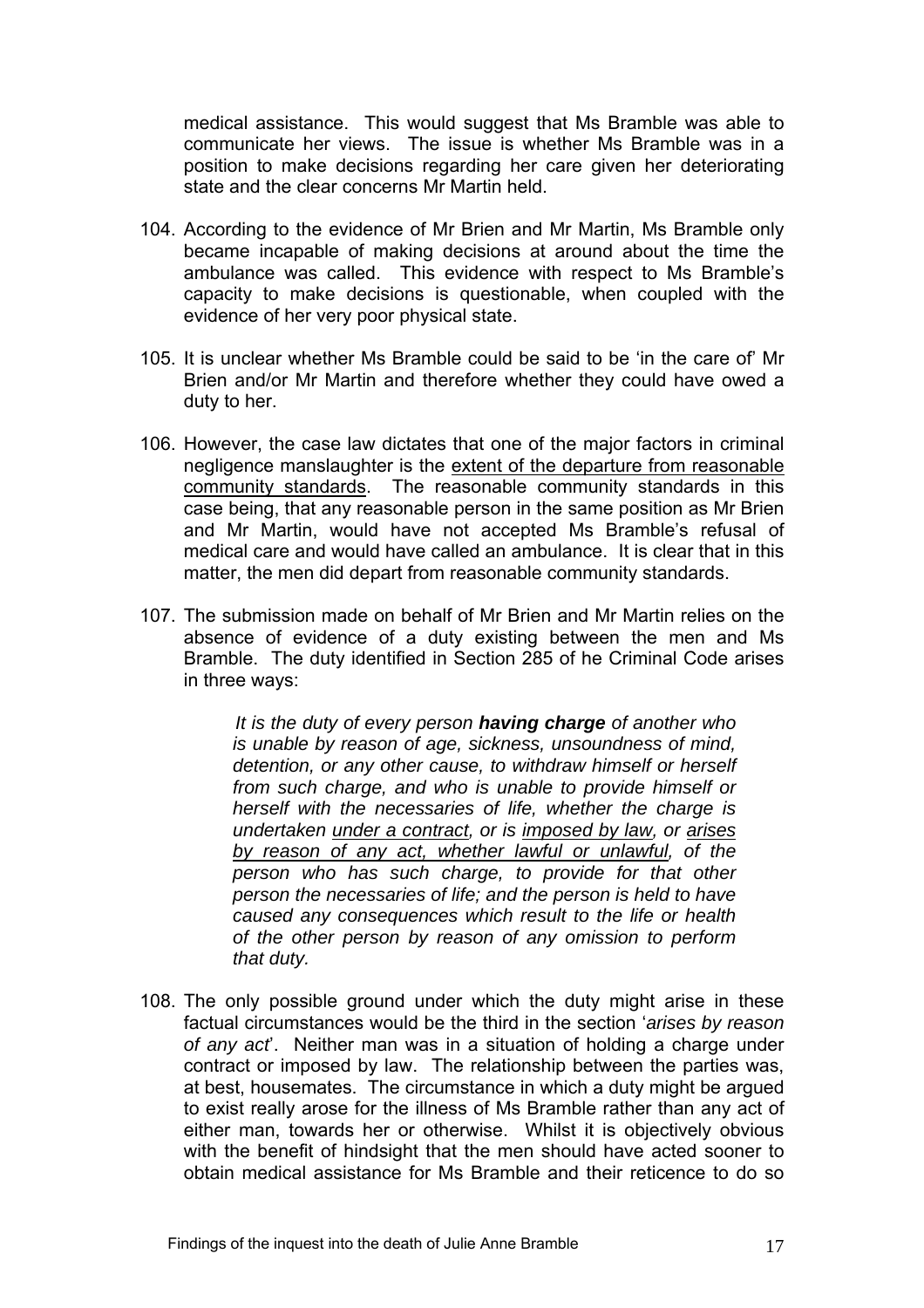medical assistance. This would suggest that Ms Bramble was able to communicate her views. The issue is whether Ms Bramble was in a position to make decisions regarding her care given her deteriorating state and the clear concerns Mr Martin held.

104. According to the evidence of Mr Brien and Mr Martin, Ms Bramble only became incapable of making decisions at around about the time the ambulance was called. This evidence with respect to Ms Bramble's capacity to make decisions is questionable, when coupled with the evidence of her very poor physical state.

105. It is unclear whether Ms Bramble could be said to be 'in the care of' Mr Brien and/or Mr Martin and therefore whether they could have owed a duty to her.

106. However, the case law dictates that one of the major factors in criminal negligence manslaughter is the <u>extent of the departure from reasonable community standards</u>. The reasonable community standards in this case being, that any reasonable person in the same position as Mr Brien and Mr Martin, would have not accepted Ms Bramble's refusal of medical care and would have called an ambulance. It is clear that in this matter, the men did depart from reasonable community standards.

107. The submission made on behalf of Mr Brien and Mr Martin relies on the absence of evidence of a duty existing between the men and Ms Bramble. The duty identified in Section 285 of he Criminal Code arises in three ways:

> *It is the duty of every person **having charge** of another who is unable by reason of age, sickness, unsoundness of mind, detention, or any other cause, to withdraw himself or herself from such charge, and who is unable to provide himself or herself with the necessaries of life, whether the charge is undertaken <u>under a contract</u>, or is <u>imposed by law</u>, or <u>arises by reason of any act, whether lawful or unlawful</u>, of the person who has such charge, to provide for that other person the necessaries of life; and the person is held to have caused any consequences which result to the life or health of the other person by reason of any omission to perform that duty.*

108. The only possible ground under which the duty might arise in these factual circumstances would be the third in the section '*arises by reason of any act*'. Neither man was in a situation of holding a charge under contract or imposed by law. The relationship between the parties was, at best, housemates. The circumstance in which a duty might be argued to exist really arose for the illness of Ms Bramble rather than any act of either man, towards her or otherwise. Whilst it is objectively obvious with the benefit of hindsight that the men should have acted sooner to obtain medical assistance for Ms Bramble and their reticence to do so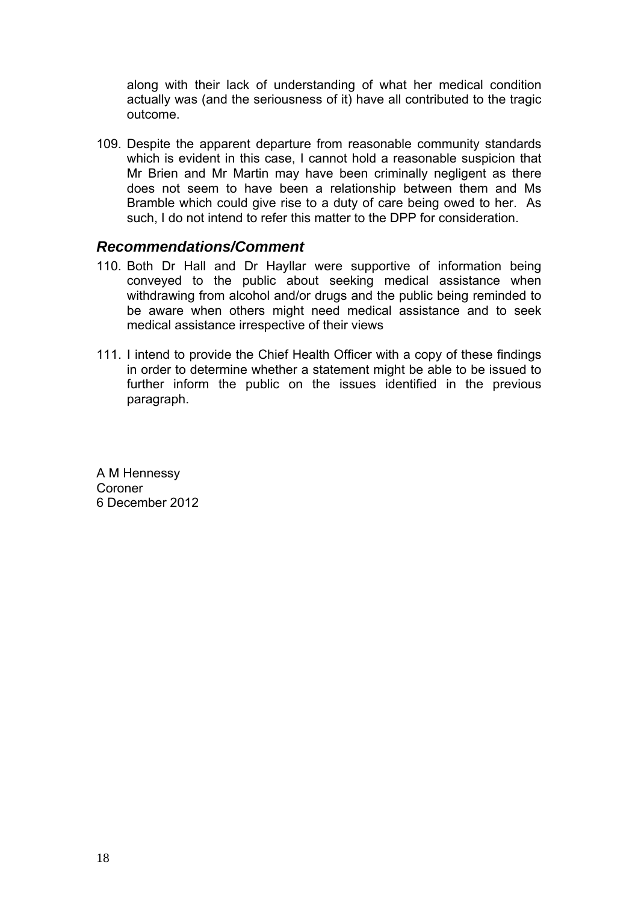along with their lack of understanding of what her medical condition actually was (and the seriousness of it) have all contributed to the tragic outcome.

109. Despite the apparent departure from reasonable community standards which is evident in this case, I cannot hold a reasonable suspicion that Mr Brien and Mr Martin may have been criminally negligent as there does not seem to have been a relationship between them and Ms Bramble which could give rise to a duty of care being owed to her. As such, I do not intend to refer this matter to the DPP for consideration.

## *Recommendations/Comment*

110. Both Dr Hall and Dr Hayllar were supportive of information being conveyed to the public about seeking medical assistance when withdrawing from alcohol and/or drugs and the public being reminded to be aware when others might need medical assistance and to seek medical assistance irrespective of their views

111. I intend to provide the Chief Health Officer with a copy of these findings in order to determine whether a statement might be able to be issued to further inform the public on the issues identified in the previous paragraph.

A M Hennessy
Coroner
6 December 2012